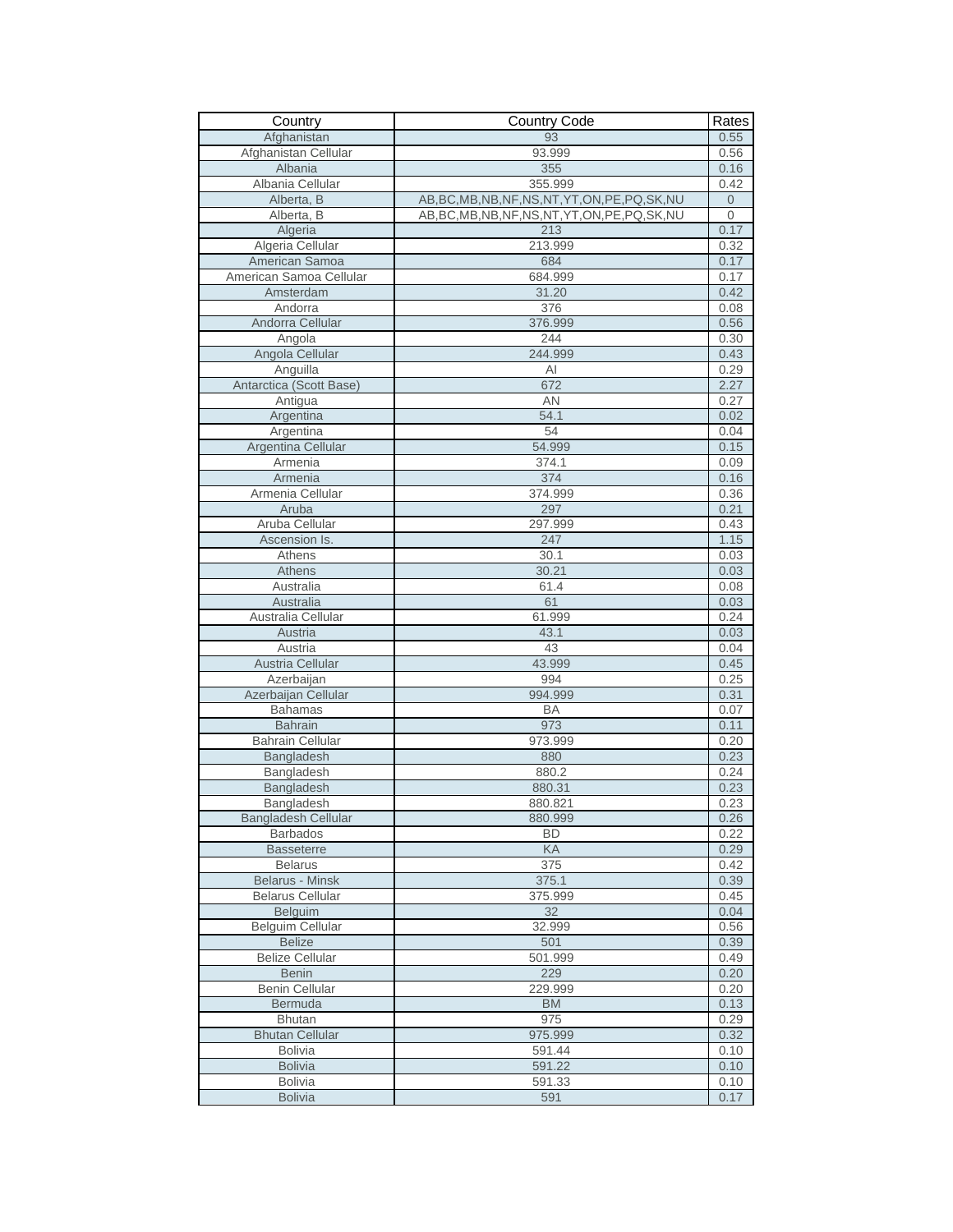| Country | Country Code | Rates |
| --- | --- | --- |
| Afghanistan | 93 | 0.55 |
| Afghanistan Cellular | 93.999 | 0.56 |
| Albania | 355 | 0.16 |
| Albania Cellular | 355.999 | 0.42 |
| Alberta, B | AB,BC,MB,NB,NF,NS,NT,YT,ON,PE,PQ,SK,NU | 0 |
| Alberta, B | AB,BC,MB,NB,NF,NS,NT,YT,ON,PE,PQ,SK,NU | 0 |
| Algeria | 213 | 0.17 |
| Algeria Cellular | 213.999 | 0.32 |
| American Samoa | 684 | 0.17 |
| American Samoa Cellular | 684.999 | 0.17 |
| Amsterdam | 31.20 | 0.42 |
| Andorra | 376 | 0.08 |
| Andorra Cellular | 376.999 | 0.56 |
| Angola | 244 | 0.30 |
| Angola Cellular | 244.999 | 0.43 |
| Anguilla | AI | 0.29 |
| Antarctica (Scott Base) | 672 | 2.27 |
| Antigua | AN | 0.27 |
| Argentina | 54.1 | 0.02 |
| Argentina | 54 | 0.04 |
| Argentina Cellular | 54.999 | 0.15 |
| Armenia | 374.1 | 0.09 |
| Armenia | 374 | 0.16 |
| Armenia Cellular | 374.999 | 0.36 |
| Aruba | 297 | 0.21 |
| Aruba Cellular | 297.999 | 0.43 |
| Ascension Is. | 247 | 1.15 |
| Athens | 30.1 | 0.03 |
| Athens | 30.21 | 0.03 |
| Australia | 61.4 | 0.08 |
| Australia | 61 | 0.03 |
| Australia Cellular | 61.999 | 0.24 |
| Austria | 43.1 | 0.03 |
| Austria | 43 | 0.04 |
| Austria Cellular | 43.999 | 0.45 |
| Azerbaijan | 994 | 0.25 |
| Azerbaijan Cellular | 994.999 | 0.31 |
| Bahamas | BA | 0.07 |
| Bahrain | 973 | 0.11 |
| Bahrain Cellular | 973.999 | 0.20 |
| Bangladesh | 880 | 0.23 |
| Bangladesh | 880.2 | 0.24 |
| Bangladesh | 880.31 | 0.23 |
| Bangladesh | 880.821 | 0.23 |
| Bangladesh Cellular | 880.999 | 0.26 |
| Barbados | BD | 0.22 |
| Basseterre | KA | 0.29 |
| Belarus | 375 | 0.42 |
| Belarus - Minsk | 375.1 | 0.39 |
| Belarus Cellular | 375.999 | 0.45 |
| Belguim | 32 | 0.04 |
| Belguim Cellular | 32.999 | 0.56 |
| Belize | 501 | 0.39 |
| Belize Cellular | 501.999 | 0.49 |
| Benin | 229 | 0.20 |
| Benin Cellular | 229.999 | 0.20 |
| Bermuda | BM | 0.13 |
| Bhutan | 975 | 0.29 |
| Bhutan Cellular | 975.999 | 0.32 |
| Bolivia | 591.44 | 0.10 |
| Bolivia | 591.22 | 0.10 |
| Bolivia | 591.33 | 0.10 |
| Bolivia | 591 | 0.17 |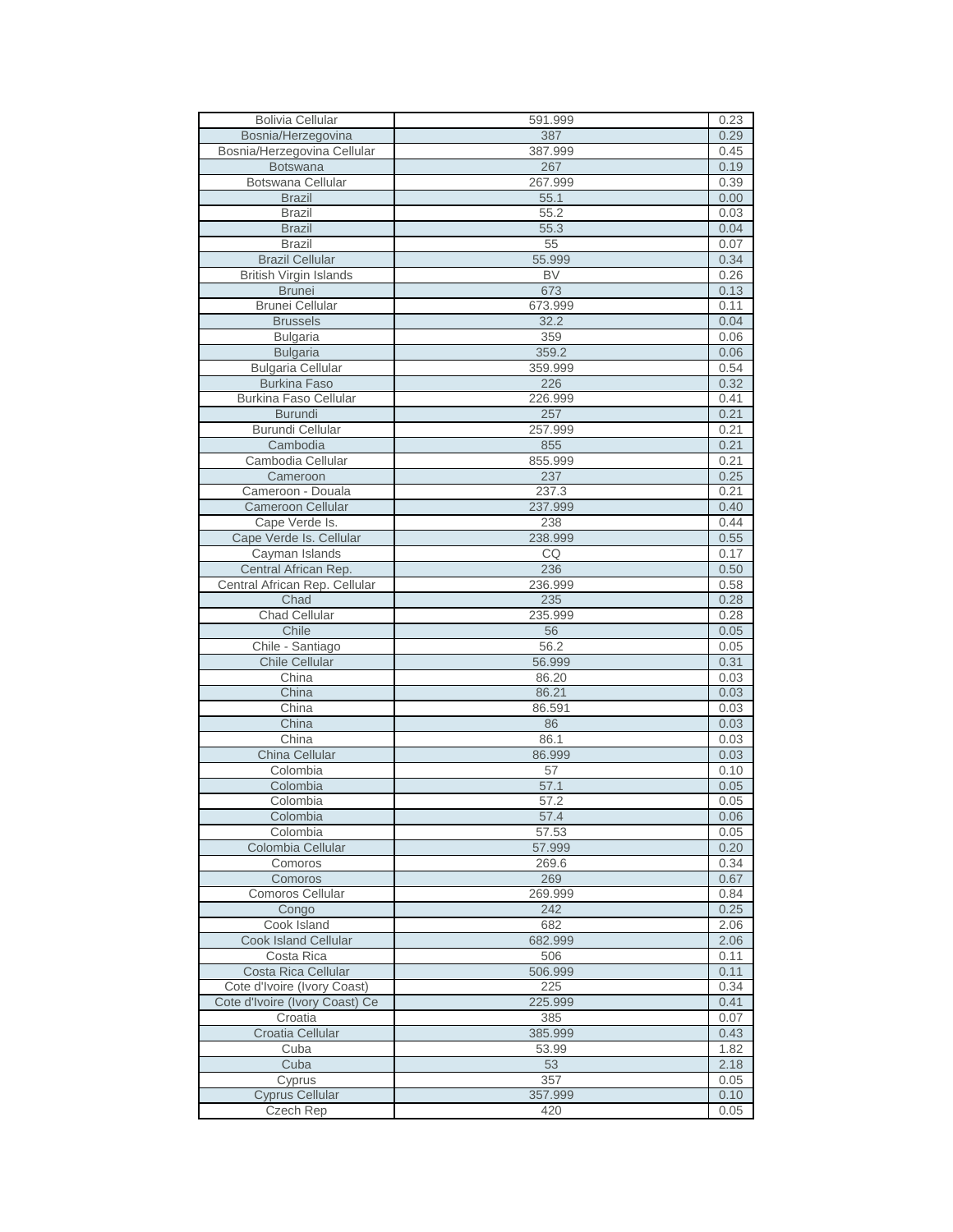| | | |
|---|---|---|
| Bolivia Cellular | 591.999 | 0.23 |
| Bosnia/Herzegovina | 387 | 0.29 |
| Bosnia/Herzegovina Cellular | 387.999 | 0.45 |
| Botswana | 267 | 0.19 |
| Botswana Cellular | 267.999 | 0.39 |
| Brazil | 55.1 | 0.00 |
| Brazil | 55.2 | 0.03 |
| Brazil | 55.3 | 0.04 |
| Brazil | 55 | 0.07 |
| Brazil Cellular | 55.999 | 0.34 |
| British Virgin Islands | BV | 0.26 |
| Brunei | 673 | 0.13 |
| Brunei Cellular | 673.999 | 0.11 |
| Brussels | 32.2 | 0.04 |
| Bulgaria | 359 | 0.06 |
| Bulgaria | 359.2 | 0.06 |
| Bulgaria Cellular | 359.999 | 0.54 |
| Burkina Faso | 226 | 0.32 |
| Burkina Faso Cellular | 226.999 | 0.41 |
| Burundi | 257 | 0.21 |
| Burundi Cellular | 257.999 | 0.21 |
| Cambodia | 855 | 0.21 |
| Cambodia Cellular | 855.999 | 0.21 |
| Cameroon | 237 | 0.25 |
| Cameroon - Douala | 237.3 | 0.21 |
| Cameroon Cellular | 237.999 | 0.40 |
| Cape Verde Is. | 238 | 0.44 |
| Cape Verde Is. Cellular | 238.999 | 0.55 |
| Cayman Islands | CQ | 0.17 |
| Central African Rep. | 236 | 0.50 |
| Central African Rep. Cellular | 236.999 | 0.58 |
| Chad | 235 | 0.28 |
| Chad Cellular | 235.999 | 0.28 |
| Chile | 56 | 0.05 |
| Chile - Santiago | 56.2 | 0.05 |
| Chile Cellular | 56.999 | 0.31 |
| China | 86.20 | 0.03 |
| China | 86.21 | 0.03 |
| China | 86.591 | 0.03 |
| China | 86 | 0.03 |
| China | 86.1 | 0.03 |
| China Cellular | 86.999 | 0.03 |
| Colombia | 57 | 0.10 |
| Colombia | 57.1 | 0.05 |
| Colombia | 57.2 | 0.05 |
| Colombia | 57.4 | 0.06 |
| Colombia | 57.53 | 0.05 |
| Colombia Cellular | 57.999 | 0.20 |
| Comoros | 269.6 | 0.34 |
| Comoros | 269 | 0.67 |
| Comoros Cellular | 269.999 | 0.84 |
| Congo | 242 | 0.25 |
| Cook Island | 682 | 2.06 |
| Cook Island Cellular | 682.999 | 2.06 |
| Costa Rica | 506 | 0.11 |
| Costa Rica Cellular | 506.999 | 0.11 |
| Cote d'Ivoire (Ivory Coast) | 225 | 0.34 |
| Cote d'Ivoire (Ivory Coast) Ce | 225.999 | 0.41 |
| Croatia | 385 | 0.07 |
| Croatia Cellular | 385.999 | 0.43 |
| Cuba | 53.99 | 1.82 |
| Cuba | 53 | 2.18 |
| Cyprus | 357 | 0.05 |
| Cyprus Cellular | 357.999 | 0.10 |
| Czech Rep | 420 | 0.05 |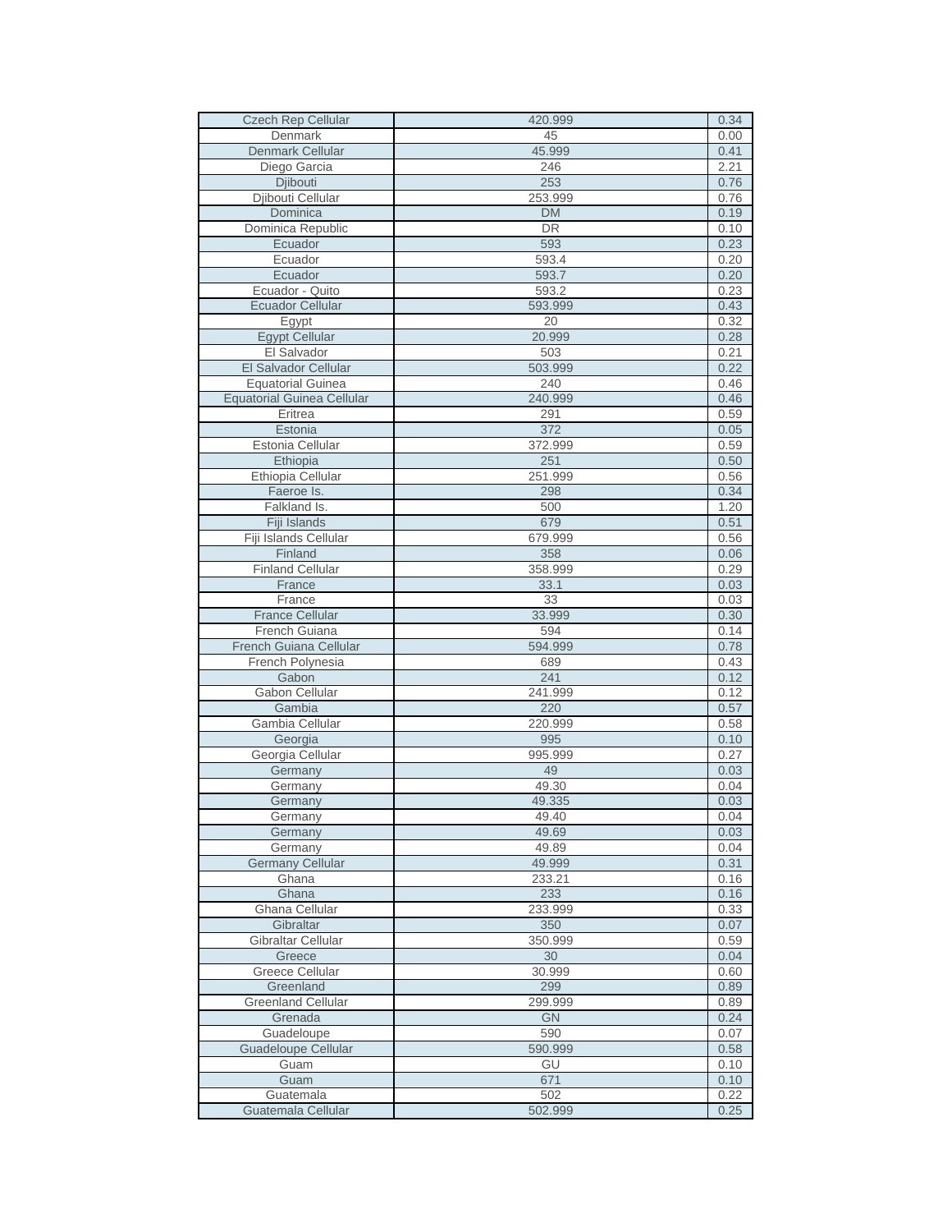| | | |
|---|---|---|
| Czech Rep Cellular | 420.999 | 0.34 |
| Denmark | 45 | 0.00 |
| Denmark Cellular | 45.999 | 0.41 |
| Diego Garcia | 246 | 2.21 |
| Djibouti | 253 | 0.76 |
| Djibouti Cellular | 253.999 | 0.76 |
| Dominica | DM | 0.19 |
| Dominica Republic | DR | 0.10 |
| Ecuador | 593 | 0.23 |
| Ecuador | 593.4 | 0.20 |
| Ecuador | 593.7 | 0.20 |
| Ecuador - Quito | 593.2 | 0.23 |
| Ecuador Cellular | 593.999 | 0.43 |
| Egypt | 20 | 0.32 |
| Egypt Cellular | 20.999 | 0.28 |
| El Salvador | 503 | 0.21 |
| El Salvador Cellular | 503.999 | 0.22 |
| Equatorial Guinea | 240 | 0.46 |
| Equatorial Guinea Cellular | 240.999 | 0.46 |
| Eritrea | 291 | 0.59 |
| Estonia | 372 | 0.05 |
| Estonia Cellular | 372.999 | 0.59 |
| Ethiopia | 251 | 0.50 |
| Ethiopia Cellular | 251.999 | 0.56 |
| Faeroe Is. | 298 | 0.34 |
| Falkland Is. | 500 | 1.20 |
| Fiji Islands | 679 | 0.51 |
| Fiji Islands Cellular | 679.999 | 0.56 |
| Finland | 358 | 0.06 |
| Finland Cellular | 358.999 | 0.29 |
| France | 33.1 | 0.03 |
| France | 33 | 0.03 |
| France Cellular | 33.999 | 0.30 |
| French Guiana | 594 | 0.14 |
| French Guiana Cellular | 594.999 | 0.78 |
| French Polynesia | 689 | 0.43 |
| Gabon | 241 | 0.12 |
| Gabon Cellular | 241.999 | 0.12 |
| Gambia | 220 | 0.57 |
| Gambia Cellular | 220.999 | 0.58 |
| Georgia | 995 | 0.10 |
| Georgia Cellular | 995.999 | 0.27 |
| Germany | 49 | 0.03 |
| Germany | 49.30 | 0.04 |
| Germany | 49.335 | 0.03 |
| Germany | 49.40 | 0.04 |
| Germany | 49.69 | 0.03 |
| Germany | 49.89 | 0.04 |
| Germany Cellular | 49.999 | 0.31 |
| Ghana | 233.21 | 0.16 |
| Ghana | 233 | 0.16 |
| Ghana Cellular | 233.999 | 0.33 |
| Gibraltar | 350 | 0.07 |
| Gibraltar Cellular | 350.999 | 0.59 |
| Greece | 30 | 0.04 |
| Greece Cellular | 30.999 | 0.60 |
| Greenland | 299 | 0.89 |
| Greenland Cellular | 299.999 | 0.89 |
| Grenada | GN | 0.24 |
| Guadeloupe | 590 | 0.07 |
| Guadeloupe Cellular | 590.999 | 0.58 |
| Guam | GU | 0.10 |
| Guam | 671 | 0.10 |
| Guatemala | 502 | 0.22 |
| Guatemala Cellular | 502.999 | 0.25 |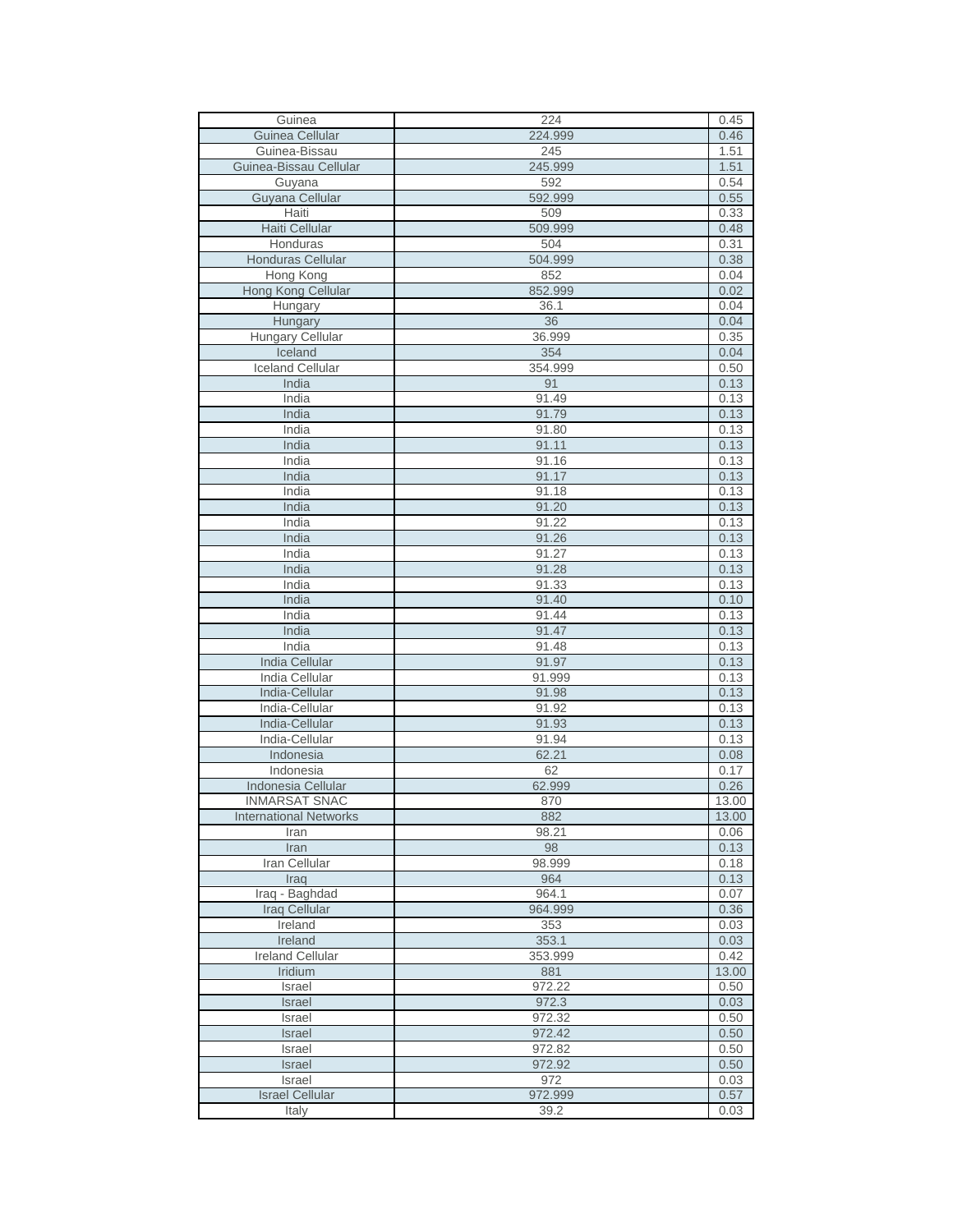| | | |
|---|---|---|
| Guinea | 224 | 0.45 |
| Guinea Cellular | 224.999 | 0.46 |
| Guinea-Bissau | 245 | 1.51 |
| Guinea-Bissau Cellular | 245.999 | 1.51 |
| Guyana | 592 | 0.54 |
| Guyana Cellular | 592.999 | 0.55 |
| Haiti | 509 | 0.33 |
| Haiti Cellular | 509.999 | 0.48 |
| Honduras | 504 | 0.31 |
| Honduras Cellular | 504.999 | 0.38 |
| Hong Kong | 852 | 0.04 |
| Hong Kong Cellular | 852.999 | 0.02 |
| Hungary | 36.1 | 0.04 |
| Hungary | 36 | 0.04 |
| Hungary Cellular | 36.999 | 0.35 |
| Iceland | 354 | 0.04 |
| Iceland Cellular | 354.999 | 0.50 |
| India | 91 | 0.13 |
| India | 91.49 | 0.13 |
| India | 91.79 | 0.13 |
| India | 91.80 | 0.13 |
| India | 91.11 | 0.13 |
| India | 91.16 | 0.13 |
| India | 91.17 | 0.13 |
| India | 91.18 | 0.13 |
| India | 91.20 | 0.13 |
| India | 91.22 | 0.13 |
| India | 91.26 | 0.13 |
| India | 91.27 | 0.13 |
| India | 91.28 | 0.13 |
| India | 91.33 | 0.13 |
| India | 91.40 | 0.10 |
| India | 91.44 | 0.13 |
| India | 91.47 | 0.13 |
| India | 91.48 | 0.13 |
| India Cellular | 91.97 | 0.13 |
| India Cellular | 91.999 | 0.13 |
| India-Cellular | 91.98 | 0.13 |
| India-Cellular | 91.92 | 0.13 |
| India-Cellular | 91.93 | 0.13 |
| India-Cellular | 91.94 | 0.13 |
| Indonesia | 62.21 | 0.08 |
| Indonesia | 62 | 0.17 |
| Indonesia Cellular | 62.999 | 0.26 |
| INMARSAT SNAC | 870 | 13.00 |
| International Networks | 882 | 13.00 |
| Iran | 98.21 | 0.06 |
| Iran | 98 | 0.13 |
| Iran Cellular | 98.999 | 0.18 |
| Iraq | 964 | 0.13 |
| Iraq - Baghdad | 964.1 | 0.07 |
| Iraq Cellular | 964.999 | 0.36 |
| Ireland | 353 | 0.03 |
| Ireland | 353.1 | 0.03 |
| Ireland Cellular | 353.999 | 0.42 |
| Iridium | 881 | 13.00 |
| Israel | 972.22 | 0.50 |
| Israel | 972.3 | 0.03 |
| Israel | 972.32 | 0.50 |
| Israel | 972.42 | 0.50 |
| Israel | 972.82 | 0.50 |
| Israel | 972.92 | 0.50 |
| Israel | 972 | 0.03 |
| Israel Cellular | 972.999 | 0.57 |
| Italy | 39.2 | 0.03 |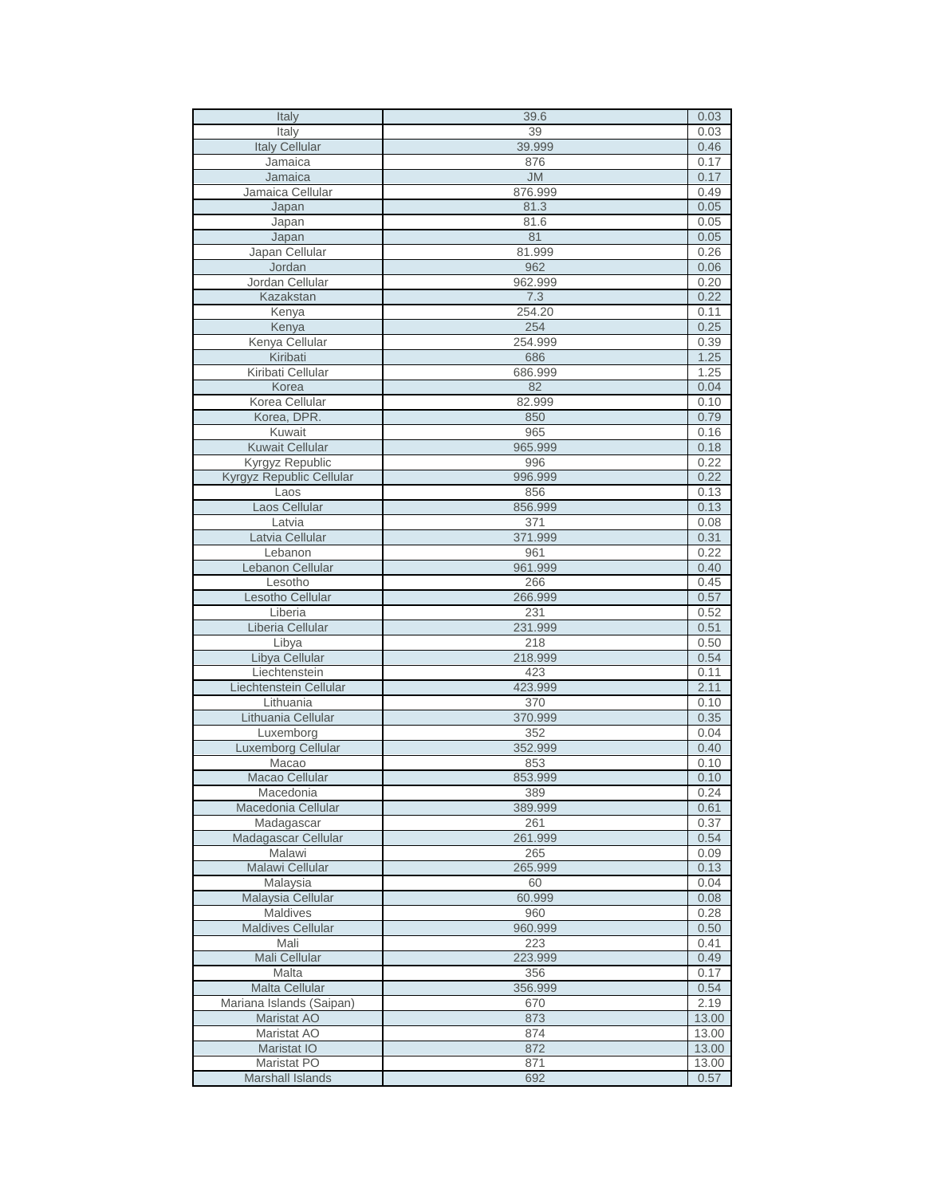| | | |
|---|---|---|
| Italy | 39.6 | 0.03 |
| Italy | 39 | 0.03 |
| Italy Cellular | 39.999 | 0.46 |
| Jamaica | 876 | 0.17 |
| Jamaica | JM | 0.17 |
| Jamaica Cellular | 876.999 | 0.49 |
| Japan | 81.3 | 0.05 |
| Japan | 81.6 | 0.05 |
| Japan | 81 | 0.05 |
| Japan Cellular | 81.999 | 0.26 |
| Jordan | 962 | 0.06 |
| Jordan Cellular | 962.999 | 0.20 |
| Kazakstan | 7.3 | 0.22 |
| Kenya | 254.20 | 0.11 |
| Kenya | 254 | 0.25 |
| Kenya Cellular | 254.999 | 0.39 |
| Kiribati | 686 | 1.25 |
| Kiribati Cellular | 686.999 | 1.25 |
| Korea | 82 | 0.04 |
| Korea Cellular | 82.999 | 0.10 |
| Korea, DPR. | 850 | 0.79 |
| Kuwait | 965 | 0.16 |
| Kuwait Cellular | 965.999 | 0.18 |
| Kyrgyz Republic | 996 | 0.22 |
| Kyrgyz Republic Cellular | 996.999 | 0.22 |
| Laos | 856 | 0.13 |
| Laos Cellular | 856.999 | 0.13 |
| Latvia | 371 | 0.08 |
| Latvia Cellular | 371.999 | 0.31 |
| Lebanon | 961 | 0.22 |
| Lebanon Cellular | 961.999 | 0.40 |
| Lesotho | 266 | 0.45 |
| Lesotho Cellular | 266.999 | 0.57 |
| Liberia | 231 | 0.52 |
| Liberia Cellular | 231.999 | 0.51 |
| Libya | 218 | 0.50 |
| Libya Cellular | 218.999 | 0.54 |
| Liechtenstein | 423 | 0.11 |
| Liechtenstein Cellular | 423.999 | 2.11 |
| Lithuania | 370 | 0.10 |
| Lithuania Cellular | 370.999 | 0.35 |
| Luxemborg | 352 | 0.04 |
| Luxemborg Cellular | 352.999 | 0.40 |
| Macao | 853 | 0.10 |
| Macao Cellular | 853.999 | 0.10 |
| Macedonia | 389 | 0.24 |
| Macedonia Cellular | 389.999 | 0.61 |
| Madagascar | 261 | 0.37 |
| Madagascar Cellular | 261.999 | 0.54 |
| Malawi | 265 | 0.09 |
| Malawi Cellular | 265.999 | 0.13 |
| Malaysia | 60 | 0.04 |
| Malaysia Cellular | 60.999 | 0.08 |
| Maldives | 960 | 0.28 |
| Maldives Cellular | 960.999 | 0.50 |
| Mali | 223 | 0.41 |
| Mali Cellular | 223.999 | 0.49 |
| Malta | 356 | 0.17 |
| Malta Cellular | 356.999 | 0.54 |
| Mariana Islands (Saipan) | 670 | 2.19 |
| Maristat AO | 873 | 13.00 |
| Maristat AO | 874 | 13.00 |
| Maristat IO | 872 | 13.00 |
| Maristat PO | 871 | 13.00 |
| Marshall Islands | 692 | 0.57 |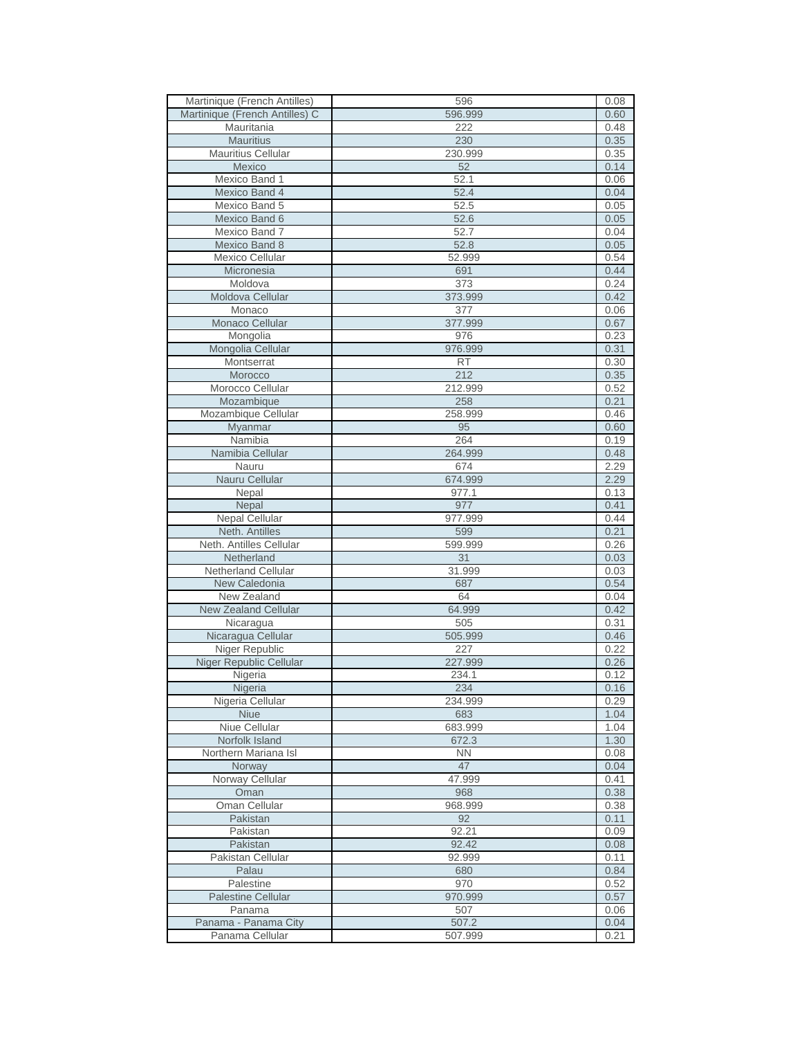| | | |
|---|---|---|
| Martinique (French Antilles) | 596 | 0.08 |
| Martinique (French Antilles) C | 596.999 | 0.60 |
| Mauritania | 222 | 0.48 |
| Mauritius | 230 | 0.35 |
| Mauritius Cellular | 230.999 | 0.35 |
| Mexico | 52 | 0.14 |
| Mexico Band 1 | 52.1 | 0.06 |
| Mexico Band 4 | 52.4 | 0.04 |
| Mexico Band 5 | 52.5 | 0.05 |
| Mexico Band 6 | 52.6 | 0.05 |
| Mexico Band 7 | 52.7 | 0.04 |
| Mexico Band 8 | 52.8 | 0.05 |
| Mexico Cellular | 52.999 | 0.54 |
| Micronesia | 691 | 0.44 |
| Moldova | 373 | 0.24 |
| Moldova Cellular | 373.999 | 0.42 |
| Monaco | 377 | 0.06 |
| Monaco Cellular | 377.999 | 0.67 |
| Mongolia | 976 | 0.23 |
| Mongolia Cellular | 976.999 | 0.31 |
| Montserrat | RT | 0.30 |
| Morocco | 212 | 0.35 |
| Morocco Cellular | 212.999 | 0.52 |
| Mozambique | 258 | 0.21 |
| Mozambique Cellular | 258.999 | 0.46 |
| Myanmar | 95 | 0.60 |
| Namibia | 264 | 0.19 |
| Namibia Cellular | 264.999 | 0.48 |
| Nauru | 674 | 2.29 |
| Nauru Cellular | 674.999 | 2.29 |
| Nepal | 977.1 | 0.13 |
| Nepal | 977 | 0.41 |
| Nepal Cellular | 977.999 | 0.44 |
| Neth. Antilles | 599 | 0.21 |
| Neth. Antilles Cellular | 599.999 | 0.26 |
| Netherland | 31 | 0.03 |
| Netherland Cellular | 31.999 | 0.03 |
| New Caledonia | 687 | 0.54 |
| New Zealand | 64 | 0.04 |
| New Zealand Cellular | 64.999 | 0.42 |
| Nicaragua | 505 | 0.31 |
| Nicaragua Cellular | 505.999 | 0.46 |
| Niger Republic | 227 | 0.22 |
| Niger Republic Cellular | 227.999 | 0.26 |
| Nigeria | 234.1 | 0.12 |
| Nigeria | 234 | 0.16 |
| Nigeria Cellular | 234.999 | 0.29 |
| Niue | 683 | 1.04 |
| Niue Cellular | 683.999 | 1.04 |
| Norfolk Island | 672.3 | 1.30 |
| Northern Mariana Isl | NN | 0.08 |
| Norway | 47 | 0.04 |
| Norway Cellular | 47.999 | 0.41 |
| Oman | 968 | 0.38 |
| Oman Cellular | 968.999 | 0.38 |
| Pakistan | 92 | 0.11 |
| Pakistan | 92.21 | 0.09 |
| Pakistan | 92.42 | 0.08 |
| Pakistan Cellular | 92.999 | 0.11 |
| Palau | 680 | 0.84 |
| Palestine | 970 | 0.52 |
| Palestine Cellular | 970.999 | 0.57 |
| Panama | 507 | 0.06 |
| Panama - Panama City | 507.2 | 0.04 |
| Panama Cellular | 507.999 | 0.21 |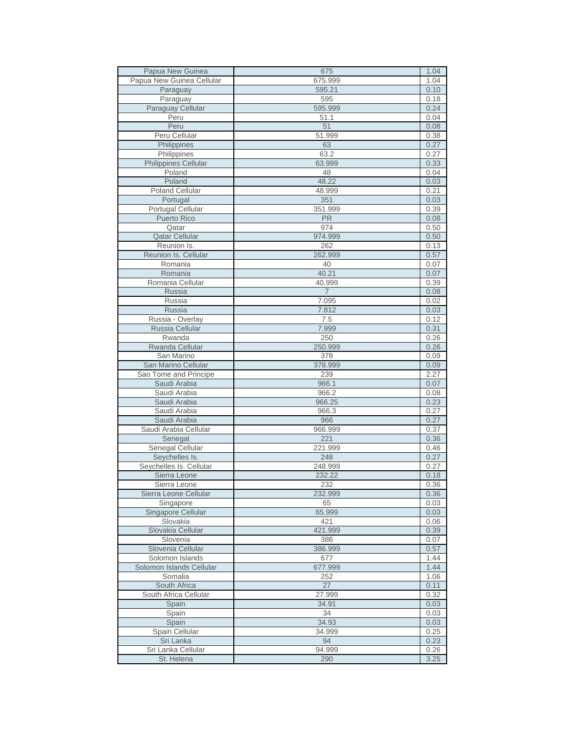| | | |
|---|---|---|
| Papua New Guinea | 675 | 1.04 |
| Papua New Guinea Cellular | 675.999 | 1.04 |
| Paraguay | 595.21 | 0.10 |
| Paraguay | 595 | 0.18 |
| Paraguay Cellular | 595.999 | 0.24 |
| Peru | 51.1 | 0.04 |
| Peru | 51 | 0.08 |
| Peru Cellular | 51.999 | 0.38 |
| Philippines | 63 | 0.27 |
| Philippines | 63.2 | 0.27 |
| Philippines Cellular | 63.999 | 0.33 |
| Poland | 48 | 0.04 |
| Poland | 48.22 | 0.03 |
| Poland Cellular | 48.999 | 0.21 |
| Portugal | 351 | 0.03 |
| Portugal Cellular | 351.999 | 0.39 |
| Puerto Rico | PR | 0.08 |
| Qatar | 974 | 0.50 |
| Qatar Cellular | 974.999 | 0.50 |
| Reunion Is. | 262 | 0.13 |
| Reunion Is. Cellular | 262.999 | 0.57 |
| Romania | 40 | 0.07 |
| Romania | 40.21 | 0.07 |
| Romania Cellular | 40.999 | 0.39 |
| Russia | 7 | 0.08 |
| Russia | 7.095 | 0.02 |
| Russia | 7.812 | 0.03 |
| Russia - Overlay | 7.5 | 0.12 |
| Russia Cellular | 7.999 | 0.31 |
| Rwanda | 250 | 0.26 |
| Rwanda Cellular | 250.999 | 0.26 |
| San Marino | 378 | 0.09 |
| San Marino Cellular | 378.999 | 0.09 |
| Sao Tome and Principe | 239 | 2.27 |
| Saudi Arabia | 966.1 | 0.07 |
| Saudi Arabia | 966.2 | 0.08 |
| Saudi Arabia | 966.25 | 0.23 |
| Saudi Arabia | 966.3 | 0.27 |
| Saudi Arabia | 966 | 0.27 |
| Saudi Arabia Cellular | 966.999 | 0.37 |
| Senegal | 221 | 0.36 |
| Senegal Cellular | 221.999 | 0.46 |
| Seychelles Is. | 248 | 0.27 |
| Seychelles Is. Cellular | 248.999 | 0.27 |
| Sierra Leone | 232.22 | 0.18 |
| Sierra Leone | 232 | 0.36 |
| Sierra Leone Cellular | 232.999 | 0.36 |
| Singapore | 65 | 0.03 |
| Singapore Cellular | 65.999 | 0.03 |
| Slovakia | 421 | 0.06 |
| Slovakia Cellular | 421.999 | 0.39 |
| Slovenia | 386 | 0.07 |
| Slovenia Cellular | 386.999 | 0.57 |
| Solomon Islands | 677 | 1.44 |
| Solomon Islands Cellular | 677.999 | 1.44 |
| Somalia | 252 | 1.06 |
| South Africa | 27 | 0.11 |
| South Africa Cellular | 27.999 | 0.32 |
| Spain | 34.91 | 0.03 |
| Spain | 34 | 0.03 |
| Spain | 34.93 | 0.03 |
| Spain Cellular | 34.999 | 0.25 |
| Sri Lanka | 94 | 0.23 |
| Sri Lanka Cellular | 94.999 | 0.26 |
| St. Helena | 290 | 3.25 |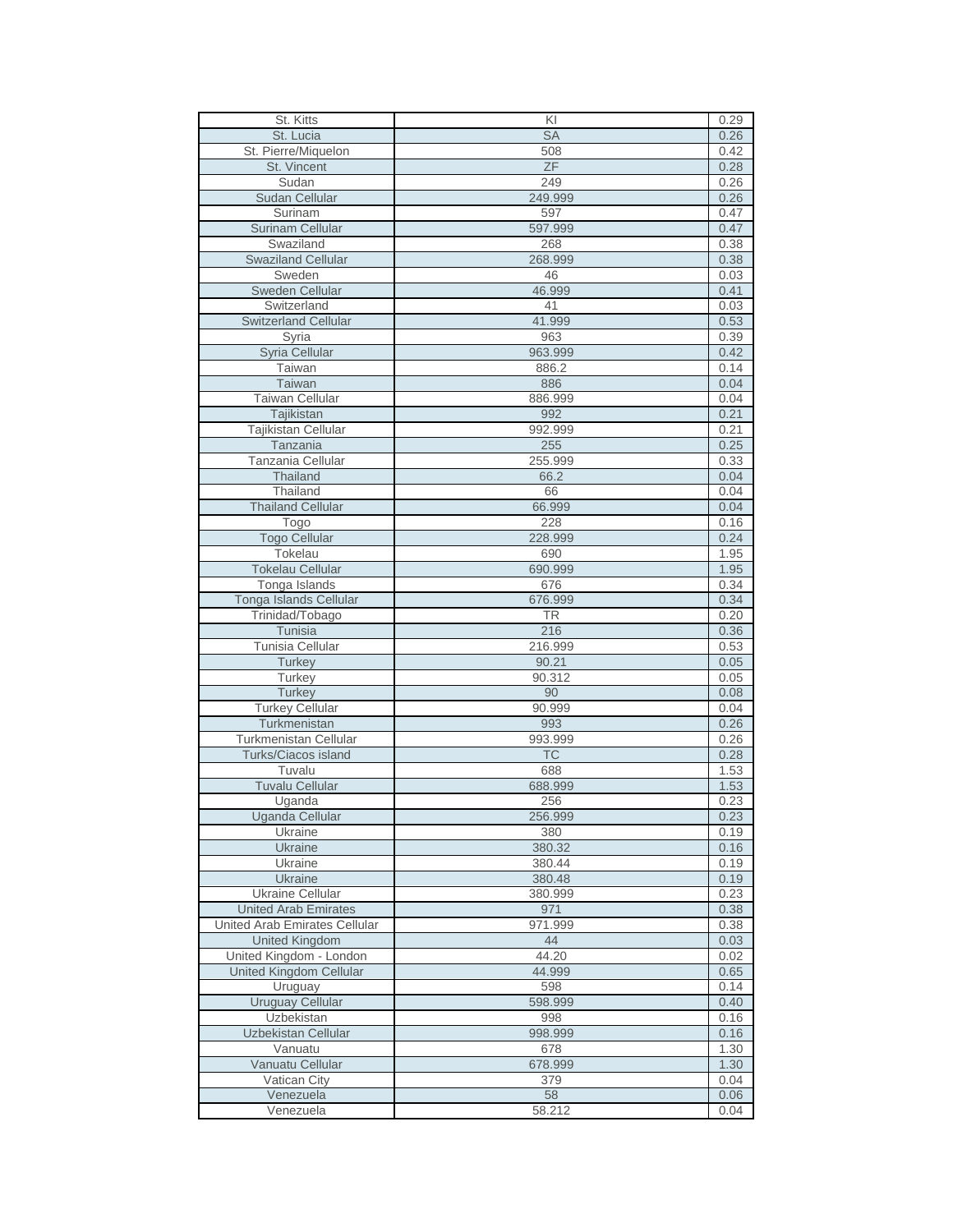| | | |
|---|---|---|
| St. Kitts | KI | 0.29 |
| St. Lucia | SA | 0.26 |
| St. Pierre/Miquelon | 508 | 0.42 |
| St. Vincent | ZF | 0.28 |
| Sudan | 249 | 0.26 |
| Sudan Cellular | 249.999 | 0.26 |
| Surinam | 597 | 0.47 |
| Surinam Cellular | 597.999 | 0.47 |
| Swaziland | 268 | 0.38 |
| Swaziland Cellular | 268.999 | 0.38 |
| Sweden | 46 | 0.03 |
| Sweden Cellular | 46.999 | 0.41 |
| Switzerland | 41 | 0.03 |
| Switzerland Cellular | 41.999 | 0.53 |
| Syria | 963 | 0.39 |
| Syria Cellular | 963.999 | 0.42 |
| Taiwan | 886.2 | 0.14 |
| Taiwan | 886 | 0.04 |
| Taiwan Cellular | 886.999 | 0.04 |
| Tajikistan | 992 | 0.21 |
| Tajikistan Cellular | 992.999 | 0.21 |
| Tanzania | 255 | 0.25 |
| Tanzania Cellular | 255.999 | 0.33 |
| Thailand | 66.2 | 0.04 |
| Thailand | 66 | 0.04 |
| Thailand Cellular | 66.999 | 0.04 |
| Togo | 228 | 0.16 |
| Togo Cellular | 228.999 | 0.24 |
| Tokelau | 690 | 1.95 |
| Tokelau Cellular | 690.999 | 1.95 |
| Tonga Islands | 676 | 0.34 |
| Tonga Islands Cellular | 676.999 | 0.34 |
| Trinidad/Tobago | TR | 0.20 |
| Tunisia | 216 | 0.36 |
| Tunisia Cellular | 216.999 | 0.53 |
| Turkey | 90.21 | 0.05 |
| Turkey | 90.312 | 0.05 |
| Turkey | 90 | 0.08 |
| Turkey Cellular | 90.999 | 0.04 |
| Turkmenistan | 993 | 0.26 |
| Turkmenistan Cellular | 993.999 | 0.26 |
| Turks/Ciacos island | TC | 0.28 |
| Tuvalu | 688 | 1.53 |
| Tuvalu Cellular | 688.999 | 1.53 |
| Uganda | 256 | 0.23 |
| Uganda Cellular | 256.999 | 0.23 |
| Ukraine | 380 | 0.19 |
| Ukraine | 380.32 | 0.16 |
| Ukraine | 380.44 | 0.19 |
| Ukraine | 380.48 | 0.19 |
| Ukraine Cellular | 380.999 | 0.23 |
| United Arab Emirates | 971 | 0.38 |
| United Arab Emirates Cellular | 971.999 | 0.38 |
| United Kingdom | 44 | 0.03 |
| United Kingdom - London | 44.20 | 0.02 |
| United Kingdom Cellular | 44.999 | 0.65 |
| Uruguay | 598 | 0.14 |
| Uruguay Cellular | 598.999 | 0.40 |
| Uzbekistan | 998 | 0.16 |
| Uzbekistan Cellular | 998.999 | 0.16 |
| Vanuatu | 678 | 1.30 |
| Vanuatu Cellular | 678.999 | 1.30 |
| Vatican City | 379 | 0.04 |
| Venezuela | 58 | 0.06 |
| Venezuela | 58.212 | 0.04 |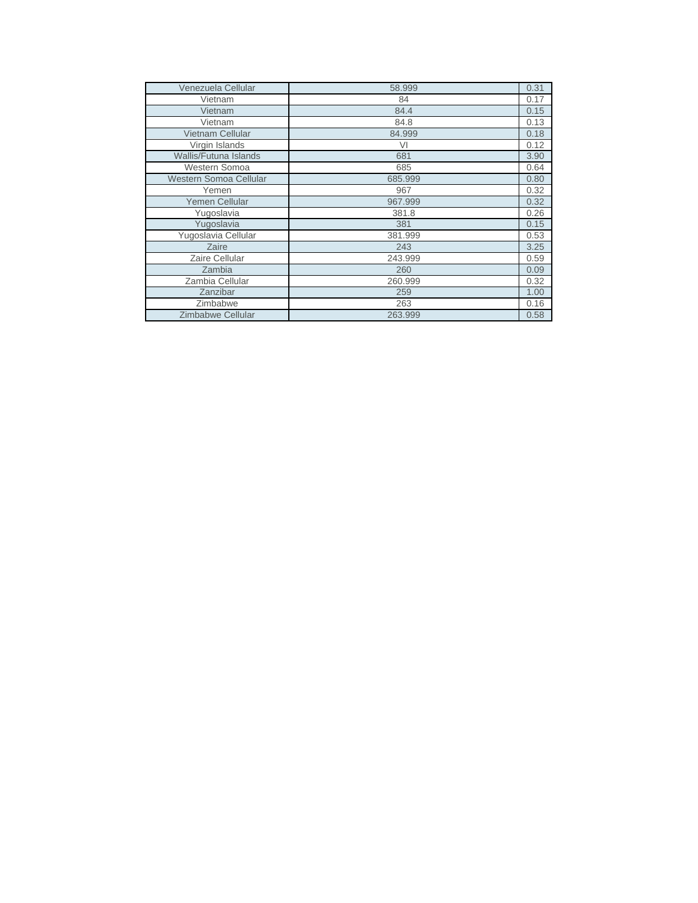| | | |
|---|---|---|
| Venezuela Cellular | 58.999 | 0.31 |
| Vietnam | 84 | 0.17 |
| Vietnam | 84.4 | 0.15 |
| Vietnam | 84.8 | 0.13 |
| Vietnam Cellular | 84.999 | 0.18 |
| Virgin Islands | VI | 0.12 |
| Wallis/Futuna Islands | 681 | 3.90 |
| Western Somoa | 685 | 0.64 |
| Western Somoa Cellular | 685.999 | 0.80 |
| Yemen | 967 | 0.32 |
| Yemen Cellular | 967.999 | 0.32 |
| Yugoslavia | 381.8 | 0.26 |
| Yugoslavia | 381 | 0.15 |
| Yugoslavia Cellular | 381.999 | 0.53 |
| Zaire | 243 | 3.25 |
| Zaire Cellular | 243.999 | 0.59 |
| Zambia | 260 | 0.09 |
| Zambia Cellular | 260.999 | 0.32 |
| Zanzibar | 259 | 1.00 |
| Zimbabwe | 263 | 0.16 |
| Zimbabwe Cellular | 263.999 | 0.58 |